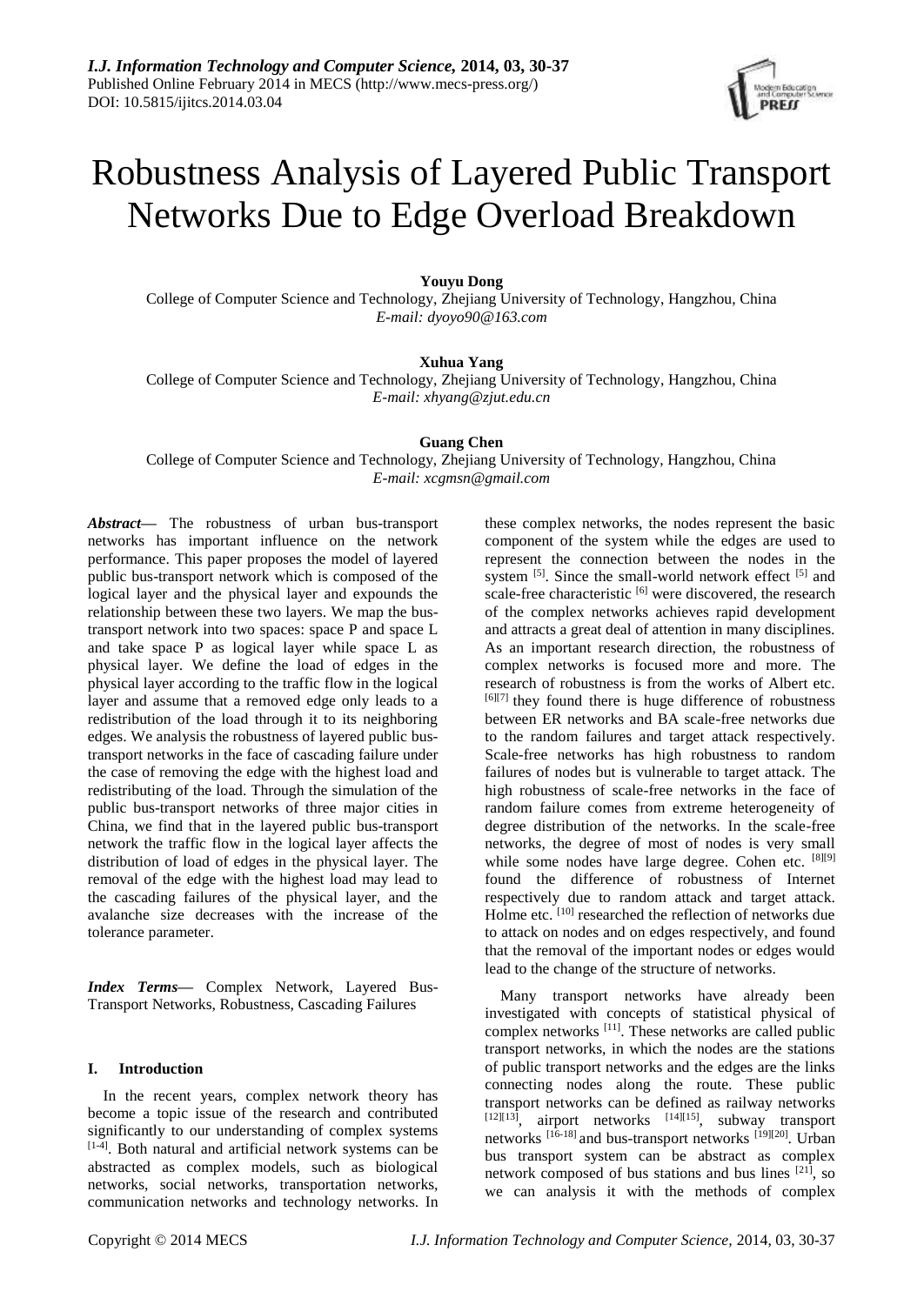# Robustness Analysis of Layered Public Transport Networks Due to Edge Overload Breakdown

**Youyu Dong**

College of Computer Science and Technology, Zhejiang University of Technology, Hangzhou, China

*E-mail: dyoyo90@163.com*

**Xuhua Yang**

College of Computer Science and Technology, Zhejiang University of Technology, Hangzhou, China

*E-mail: xhyang@zjut.edu.cn*

**Guang Chen**

College of Computer Science and Technology, Zhejiang University of Technology, Hangzhou, China

*E-mail: xcgmsn@gmail.com*

***Abstract*—** The robustness of urban bus-transport networks has important influence on the network performance. This paper proposes the model of layered public bus-transport network which is composed of the logical layer and the physical layer and expounds the relationship between these two layers. We map the bus-transport network into two spaces: space P and space L and take space P as logical layer while space L as physical layer. We define the load of edges in the physical layer according to the traffic flow in the logical layer and assume that a removed edge only leads to a redistribution of the load through it to its neighboring edges. We analysis the robustness of layered public bus-transport networks in the face of cascading failure under the case of removing the edge with the highest load and redistributing of the load. Through the simulation of the public bus-transport networks of three major cities in China, we find that in the layered public bus-transport network the traffic flow in the logical layer affects the distribution of load of edges in the physical layer. The removal of the edge with the highest load may lead to the cascading failures of the physical layer, and the avalanche size decreases with the increase of the tolerance parameter.

***Index Terms*—** Complex Network, Layered Bus-Transport Networks, Robustness, Cascading Failures

## I. Introduction

In the recent years, complex network theory has become a topic issue of the research and contributed significantly to our understanding of complex systems [1-4]. Both natural and artificial network systems can be abstracted as complex models, such as biological networks, social networks, transportation networks, communication networks and technology networks. In these complex networks, the nodes represent the basic component of the system while the edges are used to represent the connection between the nodes in the system [5]. Since the small-world network effect [5] and scale-free characteristic [6] were discovered, the research of the complex networks achieves rapid development and attracts a great deal of attention in many disciplines. As an important research direction, the robustness of complex networks is focused more and more. The research of robustness is from the works of Albert etc. [6][7] they found there is huge difference of robustness between ER networks and BA scale-free networks due to the random failures and target attack respectively. Scale-free networks has high robustness to random failures of nodes but is vulnerable to target attack. The high robustness of scale-free networks in the face of random failure comes from extreme heterogeneity of degree distribution of the networks. In the scale-free networks, the degree of most of nodes is very small while some nodes have large degree. Cohen etc. [8][9] found the difference of robustness of Internet respectively due to random attack and target attack. Holme etc. [10] researched the reflection of networks due to attack on nodes and on edges respectively, and found that the removal of the important nodes or edges would lead to the change of the structure of networks.

Many transport networks have already been investigated with concepts of statistical physical of complex networks [11]. These networks are called public transport networks, in which the nodes are the stations of public transport networks and the edges are the links connecting nodes along the route. These public transport networks can be defined as railway networks [12][13], airport networks [14][15], subway transport networks [16-18] and bus-transport networks [19][20]. Urban bus transport system can be abstract as complex network composed of bus stations and bus lines [21], so we can analysis it with the methods of complex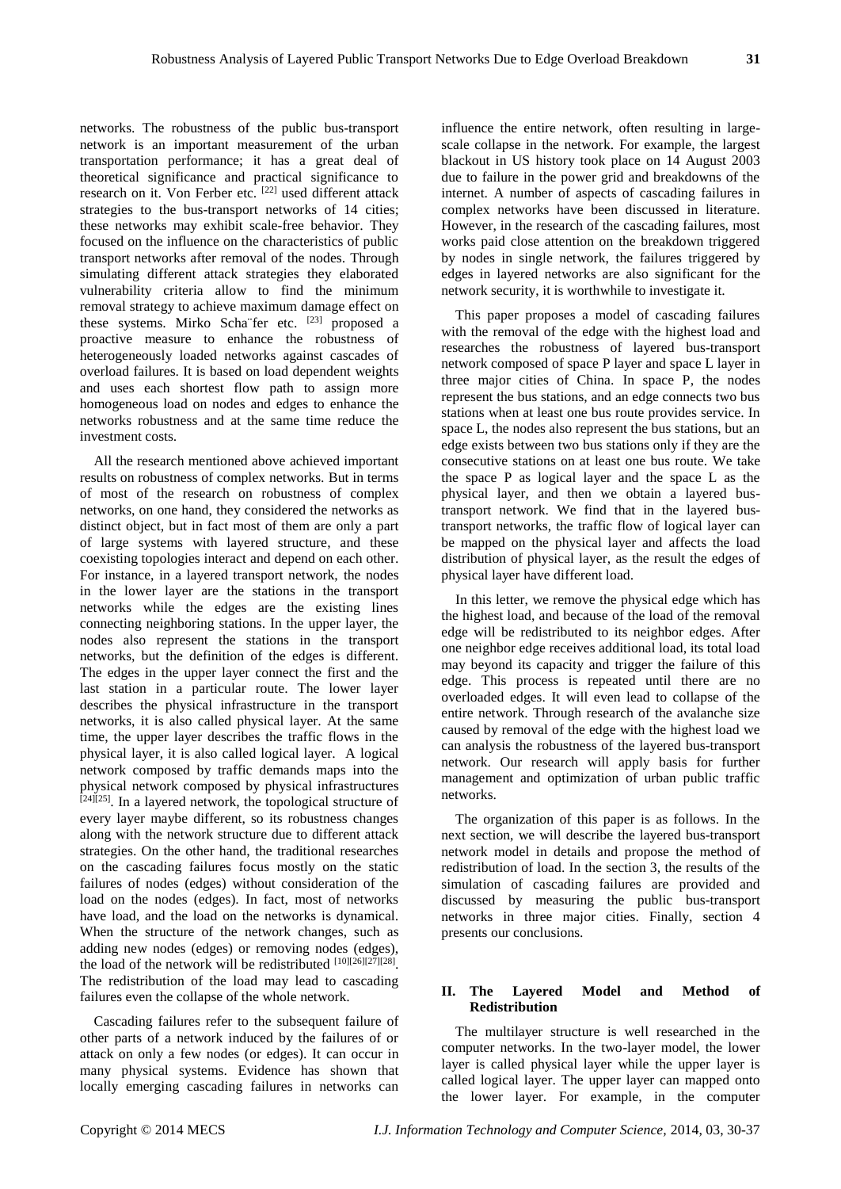networks. The robustness of the public bus-transport network is an important measurement of the urban transportation performance; it has a great deal of theoretical significance and practical significance to research on it. Von Ferber etc. [22] used different attack strategies to the bus-transport networks of 14 cities; these networks may exhibit scale-free behavior. They focused on the influence on the characteristics of public transport networks after removal of the nodes. Through simulating different attack strategies they elaborated vulnerability criteria allow to find the minimum removal strategy to achieve maximum damage effect on these systems. Mirko Scha¨fer etc. [23] proposed a proactive measure to enhance the robustness of heterogeneously loaded networks against cascades of overload failures. It is based on load dependent weights and uses each shortest flow path to assign more homogeneous load on nodes and edges to enhance the networks robustness and at the same time reduce the investment costs.

All the research mentioned above achieved important results on robustness of complex networks. But in terms of most of the research on robustness of complex networks, on one hand, they considered the networks as distinct object, but in fact most of them are only a part of large systems with layered structure, and these coexisting topologies interact and depend on each other. For instance, in a layered transport network, the nodes in the lower layer are the stations in the transport networks while the edges are the existing lines connecting neighboring stations. In the upper layer, the nodes also represent the stations in the transport networks, but the definition of the edges is different. The edges in the upper layer connect the first and the last station in a particular route. The lower layer describes the physical infrastructure in the transport networks, it is also called physical layer. At the same time, the upper layer describes the traffic flows in the physical layer, it is also called logical layer. A logical network composed by traffic demands maps into the physical network composed by physical infrastructures [24][25]. In a layered network, the topological structure of every layer maybe different, so its robustness changes along with the network structure due to different attack strategies. On the other hand, the traditional researches on the cascading failures focus mostly on the static failures of nodes (edges) without consideration of the load on the nodes (edges). In fact, most of networks have load, and the load on the networks is dynamical. When the structure of the network changes, such as adding new nodes (edges) or removing nodes (edges), the load of the network will be redistributed [10][26][27][28]. The redistribution of the load may lead to cascading failures even the collapse of the whole network.

Cascading failures refer to the subsequent failure of other parts of a network induced by the failures of or attack on only a few nodes (or edges). It can occur in many physical systems. Evidence has shown that locally emerging cascading failures in networks can influence the entire network, often resulting in large-scale collapse in the network. For example, the largest blackout in US history took place on 14 August 2003 due to failure in the power grid and breakdowns of the internet. A number of aspects of cascading failures in complex networks have been discussed in literature. However, in the research of the cascading failures, most works paid close attention on the breakdown triggered by nodes in single network, the failures triggered by edges in layered networks are also significant for the network security, it is worthwhile to investigate it.

This paper proposes a model of cascading failures with the removal of the edge with the highest load and researches the robustness of layered bus-transport network composed of space P layer and space L layer in three major cities of China. In space P, the nodes represent the bus stations, and an edge connects two bus stations when at least one bus route provides service. In space L, the nodes also represent the bus stations, but an edge exists between two bus stations only if they are the consecutive stations on at least one bus route. We take the space P as logical layer and the space L as the physical layer, and then we obtain a layered bus-transport network. We find that in the layered bus-transport networks, the traffic flow of logical layer can be mapped on the physical layer and affects the load distribution of physical layer, as the result the edges of physical layer have different load.

In this letter, we remove the physical edge which has the highest load, and because of the load of the removal edge will be redistributed to its neighbor edges. After one neighbor edge receives additional load, its total load may beyond its capacity and trigger the failure of this edge. This process is repeated until there are no overloaded edges. It will even lead to collapse of the entire network. Through research of the avalanche size caused by removal of the edge with the highest load we can analysis the robustness of the layered bus-transport network. Our research will apply basis for further management and optimization of urban public traffic networks.

The organization of this paper is as follows. In the next section, we will describe the layered bus-transport network model in details and propose the method of redistribution of load. In the section 3, the results of the simulation of cascading failures are provided and discussed by measuring the public bus-transport networks in three major cities. Finally, section 4 presents our conclusions.

## II. The Layered Model and Method of Redistribution

The multilayer structure is well researched in the computer networks. In the two-layer model, the lower layer is called physical layer while the upper layer is called logical layer. The upper layer can mapped onto the lower layer. For example, in the computer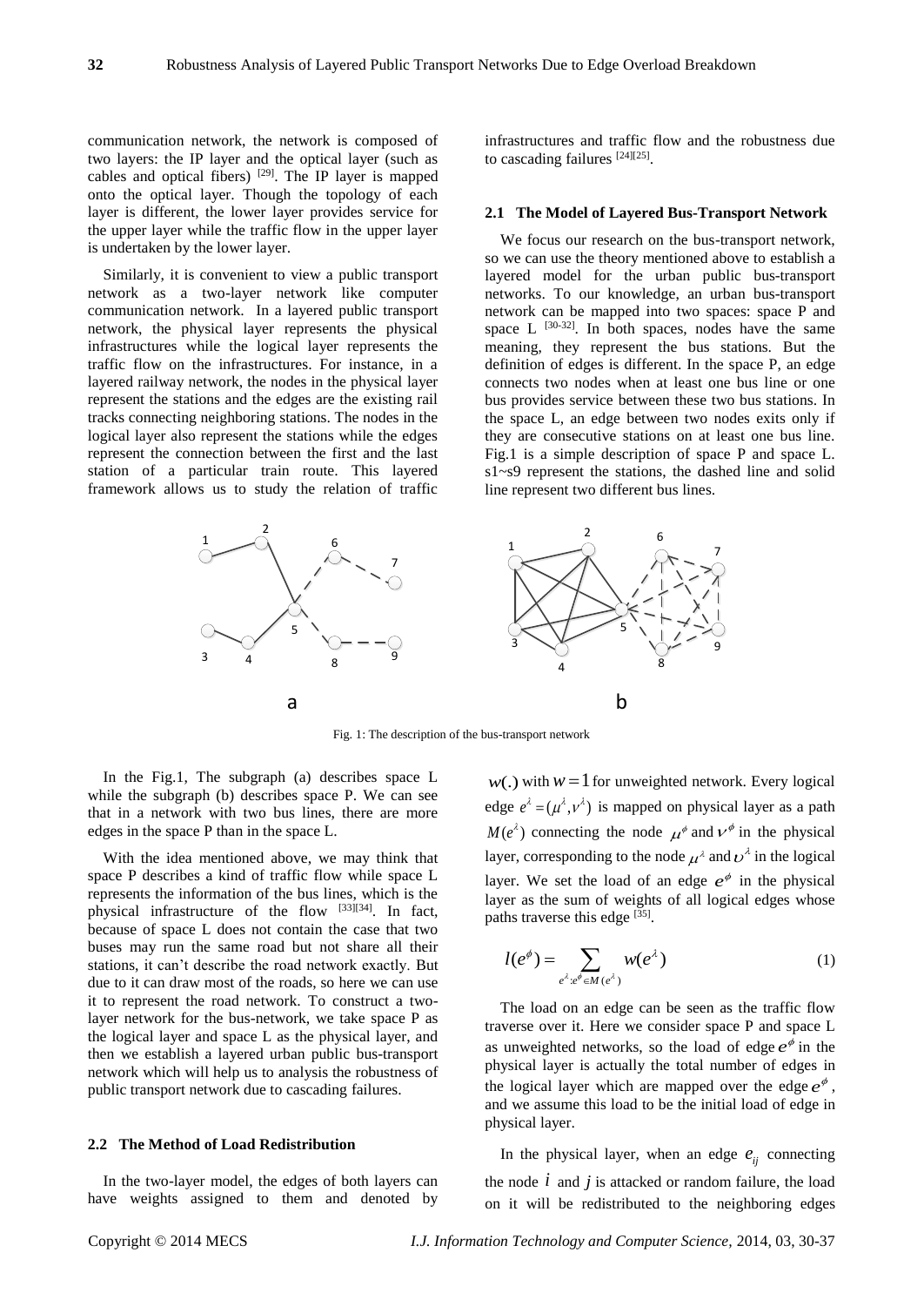communication network, the network is composed of two layers: the IP layer and the optical layer (such as cables and optical fibers) [29]. The IP layer is mapped onto the optical layer. Though the topology of each layer is different, the lower layer provides service for the upper layer while the traffic flow in the upper layer is undertaken by the lower layer.

Similarly, it is convenient to view a public transport network as a two-layer network like computer communication network. In a layered public transport network, the physical layer represents the physical infrastructures while the logical layer represents the traffic flow on the infrastructures. For instance, in a layered railway network, the nodes in the physical layer represent the stations and the edges are the existing rail tracks connecting neighboring stations. The nodes in the logical layer also represent the stations while the edges represent the connection between the first and the last station of a particular train route. This layered framework allows us to study the relation of traffic infrastructures and traffic flow and the robustness due to cascading failures [24][25].

### 2.1 The Model of Layered Bus-Transport Network

We focus our research on the bus-transport network, so we can use the theory mentioned above to establish a layered model for the urban public bus-transport networks. To our knowledge, an urban bus-transport network can be mapped into two spaces: space P and space L [30-32]. In both spaces, nodes have the same meaning, they represent the bus stations. But the definition of edges is different. In the space P, an edge connects two nodes when at least one bus line or one bus provides service between these two bus stations. In the space L, an edge between two nodes exits only if they are consecutive stations on at least one bus line. Fig.1 is a simple description of space P and space L. s1~s9 represent the stations, the dashed line and solid line represent two different bus lines.

Fig. 1: The description of the bus-transport network

In the Fig.1, The subgraph (a) describes space L while the subgraph (b) describes space P. We can see that in a network with two bus lines, there are more edges in the space P than in the space L.

With the idea mentioned above, we may think that space P describes a kind of traffic flow while space L represents the information of the bus lines, which is the physical infrastructure of the flow [33][34]. In fact, because of space L does not contain the case that two buses may run the same road but not share all their stations, it can't describe the road network exactly. But due to it can draw most of the roads, so here we can use it to represent the road network. To construct a two-layer network for the bus-network, we take space P as the logical layer and space L as the physical layer, and then we establish a layered urban public bus-transport network which will help us to analysis the robustness of public transport network due to cascading failures.

### 2.2 The Method of Load Redistribution

In the two-layer model, the edges of both layers can have weights assigned to them and denoted by $w(.)$ with $w=1$ for unweighted network. Every logical edge $e^{\lambda}=(\mu^{\lambda},\nu^{\lambda})$ is mapped on physical layer as a path $M(e^{\lambda})$ connecting the node $\mu^{\phi}$ and $\nu^{\phi}$ in the physical layer, corresponding to the node $\mu^{\lambda}$ and $\upsilon^{\lambda}$ in the logical layer. We set the load of an edge $e^{\phi}$ in the physical layer as the sum of weights of all logical edges whose paths traverse this edge [35].

$$l(e^{\phi})=\sum_{e^{\lambda}:e^{\phi}\in M(e^{\lambda})} w(e^{\lambda}) \quad (1)$$

The load on an edge can be seen as the traffic flow traverse over it. Here we consider space P and space L as unweighted networks, so the load of edge $e^{\phi}$ in the physical layer is actually the total number of edges in the logical layer which are mapped over the edge $e^{\phi}$, and we assume this load to be the initial load of edge in physical layer.

In the physical layer, when an edge $e_{ij}$ connecting the node $i$ and $j$ is attacked or random failure, the load on it will be redistributed to the neighboring edges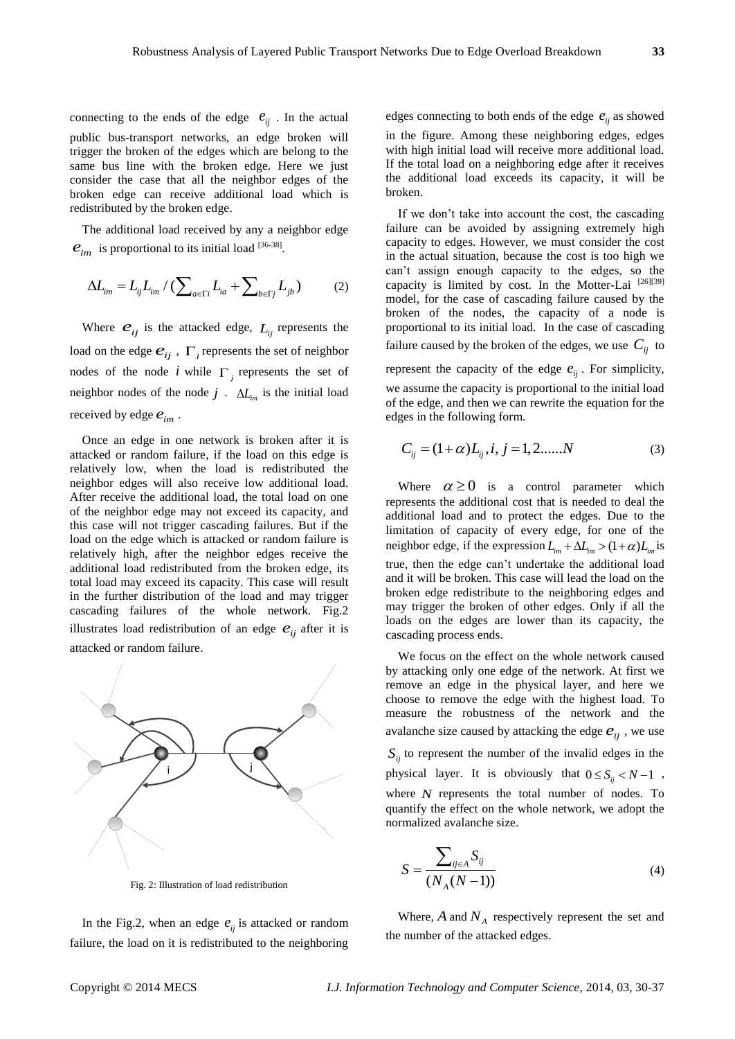connecting to the ends of the edge $e_{ij}$ . In the actual public bus-transport networks, an edge broken will trigger the broken of the edges which are belong to the same bus line with the broken edge. Here we just consider the case that all the neighbor edges of the broken edge can receive additional load which is redistributed by the broken edge.

The additional load received by any a neighbor edge $e_{im}$ is proportional to its initial load [36-38].

$$\Delta L_{im} = L_{ij} L_{im} / (\sum_{a \in \Gamma i} L_{ia} + \sum_{b \in \Gamma j} L_{jb}) \tag{2}$$

Where $e_{ij}$ is the attacked edge, $L_{ij}$ represents the load on the edge $e_{ij}$ , $\Gamma_i$ represents the set of neighbor nodes of the node $i$ while $\Gamma_j$ represents the set of neighbor nodes of the node $j$ . $\Delta L_{im}$ is the initial load received by edge $e_{im}$ .

Once an edge in one network is broken after it is attacked or random failure, if the load on this edge is relatively low, when the load is redistributed the neighbor edges will also receive low additional load. After receive the additional load, the total load on one of the neighbor edge may not exceed its capacity, and this case will not trigger cascading failures. But if the load on the edge which is attacked or random failure is relatively high, after the neighbor edges receive the additional load redistributed from the broken edge, its total load may exceed its capacity. This case will result in the further distribution of the load and may trigger cascading failures of the whole network. Fig.2 illustrates load redistribution of an edge $e_{ij}$ after it is attacked or random failure.

Fig. 2: Illustration of load redistribution

In the Fig.2, when an edge $e_{ij}$ is attacked or random failure, the load on it is redistributed to the neighboring edges connecting to both ends of the edge $e_{ij}$ as showed in the figure. Among these neighboring edges, edges with high initial load will receive more additional load. If the total load on a neighboring edge after it receives the additional load exceeds its capacity, it will be broken.

If we don't take into account the cost, the cascading failure can be avoided by assigning extremely high capacity to edges. However, we must consider the cost in the actual situation, because the cost is too high we can't assign enough capacity to the edges, so the capacity is limited by cost. In the Motter-Lai [26][39] model, for the case of cascading failure caused by the broken of the nodes, the capacity of a node is proportional to its initial load. In the case of cascading failure caused by the broken of the edges, we use $C_{ij}$ to represent the capacity of the edge $e_{ij}$ . For simplicity, we assume the capacity is proportional to the initial load of the edge, and then we can rewrite the equation for the edges in the following form.

$$C_{ij} = (1+\alpha) L_{ij}, i, j = 1, 2......N \tag{3}$$

Where $\alpha \geq 0$ is a control parameter which represents the additional cost that is needed to deal the additional load and to protect the edges. Due to the limitation of capacity of every edge, for one of the neighbor edge, if the expression $L_{im} + \Delta L_{im} > (1+\alpha) L_{im}$ is true, then the edge can't undertake the additional load and it will be broken. This case will lead the load on the broken edge redistribute to the neighboring edges and may trigger the broken of other edges. Only if all the loads on the edges are lower than its capacity, the cascading process ends.

We focus on the effect on the whole network caused by attacking only one edge of the network. At first we remove an edge in the physical layer, and here we choose to remove the edge with the highest load. To measure the robustness of the network and the avalanche size caused by attacking the edge $e_{ij}$ , we use $S_{ij}$ to represent the number of the invalid edges in the physical layer. It is obviously that $0 \leq S_{ij} < N-1$ , where $N$ represents the total number of nodes. To quantify the effect on the whole network, we adopt the normalized avalanche size.

$$S = \frac{\sum_{ij \in A} S_{ij}}{(N_A (N-1))} \tag{4}$$

Where, $A$ and $N_A$ respectively represent the set and the number of the attacked edges.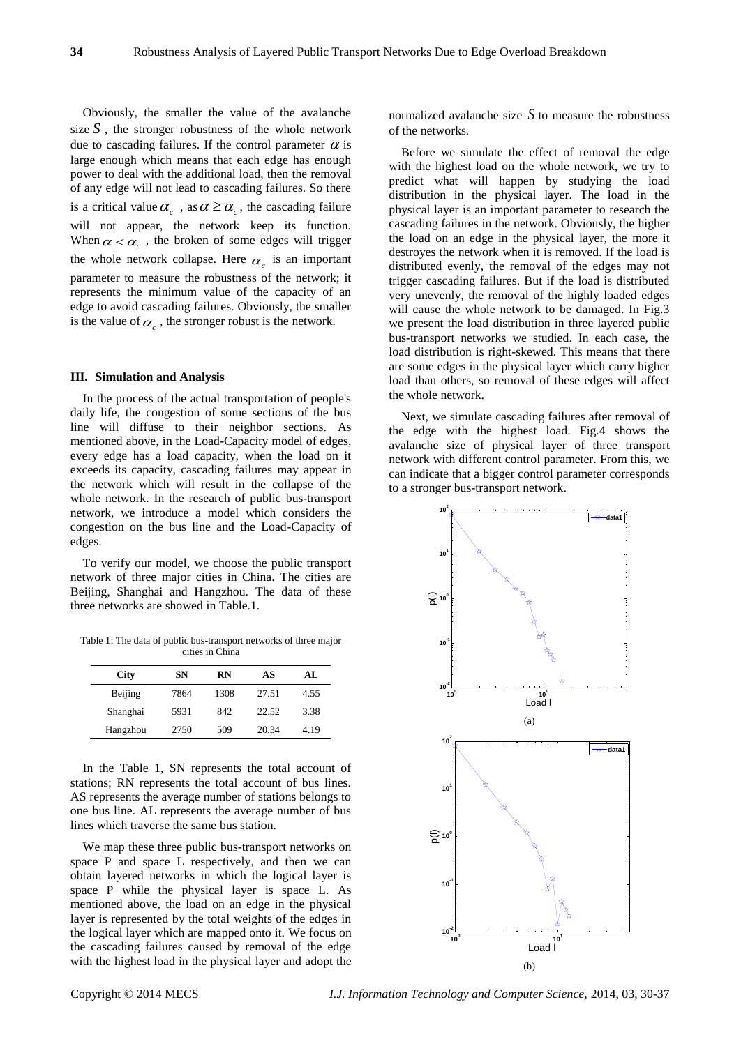Obviously, the smaller the value of the avalanche size $S$, the stronger robustness of the whole network due to cascading failures. If the control parameter $\alpha$ is large enough which means that each edge has enough power to deal with the additional load, then the removal of any edge will not lead to cascading failures. So there is a critical value $\alpha_c$, as $\alpha \geq \alpha_c$, the cascading failure will not appear, the network keep its function. When $\alpha < \alpha_c$, the broken of some edges will trigger the whole network collapse. Here $\alpha_c$ is an important parameter to measure the robustness of the network; it represents the minimum value of the capacity of an edge to avoid cascading failures. Obviously, the smaller is the value of $\alpha_c$, the stronger robust is the network.

### III. Simulation and Analysis

In the process of the actual transportation of people's daily life, the congestion of some sections of the bus line will diffuse to their neighbor sections. As mentioned above, in the Load-Capacity model of edges, every edge has a load capacity, when the load on it exceeds its capacity, cascading failures may appear in the network which will result in the collapse of the whole network. In the research of public bus-transport network, we introduce a model which considers the congestion on the bus line and the Load-Capacity of edges.

To verify our model, we choose the public transport network of three major cities in China. The cities are Beijing, Shanghai and Hangzhou. The data of these three networks are showed in Table.1.

Table 1: The data of public bus-transport networks of three major cities in China

| City | SN | RN | AS | AL |
|---|---|---|---|---|
| Beijing | 7864 | 1308 | 27.51 | 4.55 |
| Shanghai | 5931 | 842 | 22.52 | 3.38 |
| Hangzhou | 2750 | 509 | 20.34 | 4.19 |

In the Table 1, SN represents the total account of stations; RN represents the total account of bus lines. AS represents the average number of stations belongs to one bus line. AL represents the average number of bus lines which traverse the same bus station.

We map these three public bus-transport networks on space P and space L respectively, and then we can obtain layered networks in which the logical layer is space P while the physical layer is space L. As mentioned above, the load on an edge in the physical layer is represented by the total weights of the edges in the logical layer which are mapped onto it. We focus on the cascading failures caused by removal of the edge with the highest load in the physical layer and adopt the normalized avalanche size $S$ to measure the robustness of the networks.

Before we simulate the effect of removal the edge with the highest load on the whole network, we try to predict what will happen by studying the load distribution in the physical layer. The load in the physical layer is an important parameter to research the cascading failures in the network. Obviously, the higher the load on an edge in the physical layer, the more it destroyes the network when it is removed. If the load is distributed evenly, the removal of the edges may not trigger cascading failures. But if the load is distributed very unevenly, the removal of the highly loaded edges will cause the whole network to be damaged. In Fig.3 we present the load distribution in three layered public bus-transport networks we studied. In each case, the load distribution is right-skewed. This means that there are some edges in the physical layer which carry higher load than others, so removal of these edges will affect the whole network.

Next, we simulate cascading failures after removal of the edge with the highest load. Fig.4 shows the avalanche size of physical layer of three transport network with different control parameter. From this, we can indicate that a bigger control parameter corresponds to a stronger bus-transport network.

(a)

(b)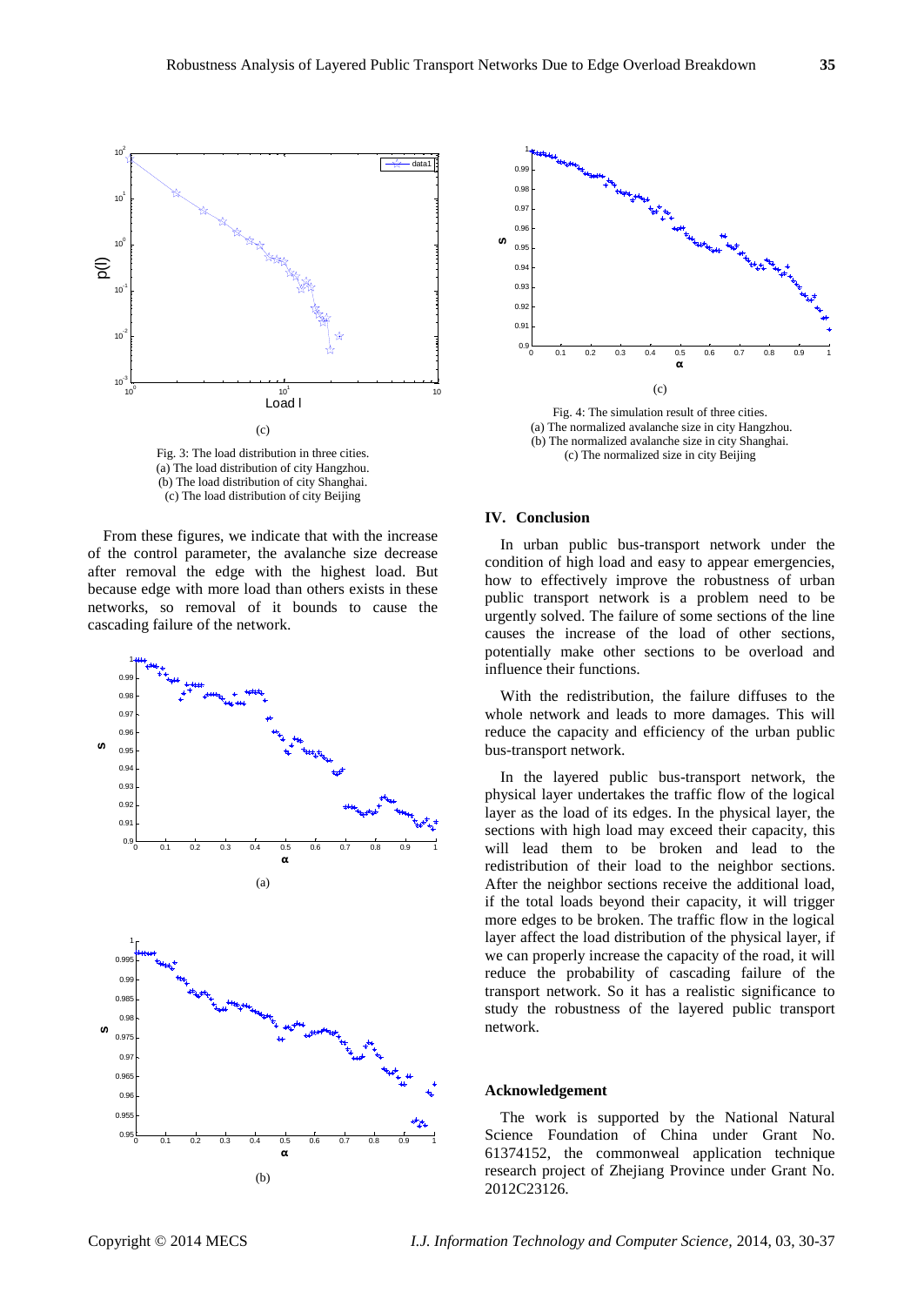(c)

Fig. 3: The load distribution in three cities.
(a) The load distribution of city Hangzhou.
(b) The load distribution of city Shanghai.
(c) The load distribution of city Beijing

From these figures, we indicate that with the increase of the control parameter, the avalanche size decrease after removal the edge with the highest load. But because edge with more load than others exists in these networks, so removal of it bounds to cause the cascading failure of the network.

(a)

(b)

(c)

Fig. 4: The simulation result of three cities.
(a) The normalized avalanche size in city Hangzhou.
(b) The normalized avalanche size in city Shanghai.
(c) The normalized size in city Beijing

## IV. Conclusion

In urban public bus-transport network under the condition of high load and easy to appear emergencies, how to effectively improve the robustness of urban public transport network is a problem need to be urgently solved. The failure of some sections of the line causes the increase of the load of other sections, potentially make other sections to be overload and influence their functions.

With the redistribution, the failure diffuses to the whole network and leads to more damages. This will reduce the capacity and efficiency of the urban public bus-transport network.

In the layered public bus-transport network, the physical layer undertakes the traffic flow of the logical layer as the load of its edges. In the physical layer, the sections with high load may exceed their capacity, this will lead them to be broken and lead to the redistribution of their load to the neighbor sections. After the neighbor sections receive the additional load, if the total loads beyond their capacity, it will trigger more edges to be broken. The traffic flow in the logical layer affect the load distribution of the physical layer, if we can properly increase the capacity of the road, it will reduce the probability of cascading failure of the transport network. So it has a realistic significance to study the robustness of the layered public transport network.

## Acknowledgement

The work is supported by the National Natural Science Foundation of China under Grant No. 61374152, the commonweal application technique research project of Zhejiang Province under Grant No. 2012C23126.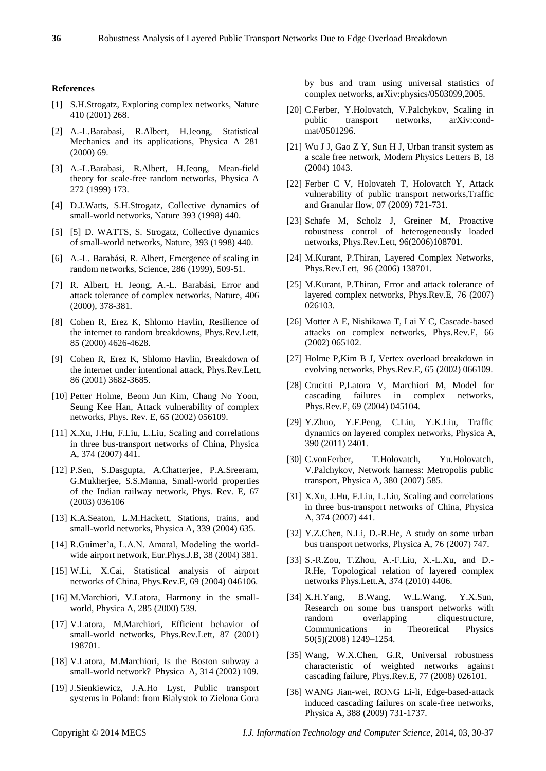### References

[1] S.H.Strogatz, Exploring complex networks, Nature 410 (2001) 268.

[2] A.-L.Barabasi, R.Albert, H.Jeong, Statistical Mechanics and its applications, Physica A 281 (2000) 69.

[3] A.-L.Barabasi, R.Albert, H.Jeong, Mean-field theory for scale-free random networks, Physica A 272 (1999) 173.

[4] D.J.Watts, S.H.Strogatz, Collective dynamics of small-world networks, Nature 393 (1998) 440.

[5] [5] D. WATTS, S. Strogatz, Collective dynamics of small-world networks, Nature, 393 (1998) 440.

[6] A.-L. Barabási, R. Albert, Emergence of scaling in random networks, Science, 286 (1999), 509-51.

[7] R. Albert, H. Jeong, A.-L. Barabási, Error and attack tolerance of complex networks, Nature, 406 (2000), 378-381.

[8] Cohen R, Erez K, Shlomo Havlin, Resilience of the internet to random breakdowns, Phys.Rev.Lett, 85 (2000) 4626-4628.

[9] Cohen R, Erez K, Shlomo Havlin, Breakdown of the internet under intentional attack, Phys.Rev.Lett, 86 (2001) 3682-3685.

[10] Petter Holme, Beom Jun Kim, Chang No Yoon, Seung Kee Han, Attack vulnerability of complex networks, Phys. Rev. E, 65 (2002) 056109.

[11] X.Xu, J.Hu, F.Liu, L.Liu, Scaling and correlations in three bus-transport networks of China, Physica A, 374 (2007) 441.

[12] P.Sen, S.Dasgupta, A.Chatterjee, P.A.Sreeram, G.Mukherjee, S.S.Manna, Small-world properties of the Indian railway network, Phys. Rev. E, 67 (2003) 036106

[13] K.A.Seaton, L.M.Hackett, Stations, trains, and small-world networks, Physica A, 339 (2004) 635.

[14] R.Guimer'a, L.A.N. Amaral, Modeling the world-wide airport network, Eur.Phys.J.B, 38 (2004) 381.

[15] W.Li, X.Cai, Statistical analysis of airport networks of China, Phys.Rev.E, 69 (2004) 046106.

[16] M.Marchiori, V.Latora, Harmony in the small-world, Physica A, 285 (2000) 539.

[17] V.Latora, M.Marchiori, Efficient behavior of small-world networks, Phys.Rev.Lett, 87 (2001) 198701.

[18] V.Latora, M.Marchiori, Is the Boston subway a small-world network? Physica A, 314 (2002) 109.

[19] J.Sienkiewicz, J.A.Ho Lyst, Public transport systems in Poland: from Bialystok to Zielona Gora by bus and tram using universal statistics of complex networks, arXiv:physics/0503099,2005.

[20] C.Ferber, Y.Holovatch, V.Palchykov, Scaling in public transport networks, arXiv:cond-mat/0501296.

[21] Wu J J, Gao Z Y, Sun H J, Urban transit system as a scale free network, Modern Physics Letters B, 18 (2004) 1043.

[22] Ferber C V, Holovateh T, Holovatch Y, Attack vulnerability of public transport networks,Traffic and Granular flow, 07 (2009) 721-731.

[23] Schafe M, Scholz J, Greiner M, Proactive robustness control of heterogeneously loaded networks, Phys.Rev.Lett, 96(2006)108701.

[24] M.Kurant, P.Thiran, Layered Complex Networks, Phys.Rev.Lett, 96 (2006) 138701.

[25] M.Kurant, P.Thiran, Error and attack tolerance of layered complex networks, Phys.Rev.E, 76 (2007) 026103.

[26] Motter A E, Nishikawa T, Lai Y C, Cascade-based attacks on complex networks, Phys.Rev.E, 66 (2002) 065102.

[27] Holme P,Kim B J, Vertex overload breakdown in evolving networks, Phys.Rev.E, 65 (2002) 066109.

[28] Crucitti P,Latora V, Marchiori M, Model for cascading failures in complex networks, Phys.Rev.E, 69 (2004) 045104.

[29] Y.Zhuo, Y.F.Peng, C.Liu, Y.K.Liu, Traffic dynamics on layered complex networks, Physica A, 390 (2011) 2401.

[30] C.vonFerber, T.Holovatch, Yu.Holovatch, V.Palchykov, Network harness: Metropolis public transport, Physica A, 380 (2007) 585.

[31] X.Xu, J.Hu, F.Liu, L.Liu, Scaling and correlations in three bus-transport networks of China, Physica A, 374 (2007) 441.

[32] Y.Z.Chen, N.Li, D.-R.He, A study on some urban bus transport networks, Physica A, 76 (2007) 747.

[33] S.-R.Zou, T.Zhou, A.-F.Liu, X.-L.Xu, and D.-R.He, Topological relation of layered complex networks Phys.Lett.A, 374 (2010) 4406.

[34] X.H.Yang, B.Wang, W.L.Wang, Y.X.Sun, Research on some bus transport networks with random overlapping cliquestructure, Communications in Theoretical Physics 50(5)(2008) 1249–1254.

[35] Wang, W.X.Chen, G.R, Universal robustness characteristic of weighted networks against cascading failure, Phys.Rev.E, 77 (2008) 026101.

[36] WANG Jian-wei, RONG Li-li, Edge-based-attack induced cascading failures on scale-free networks, Physica A, 388 (2009) 731-1737.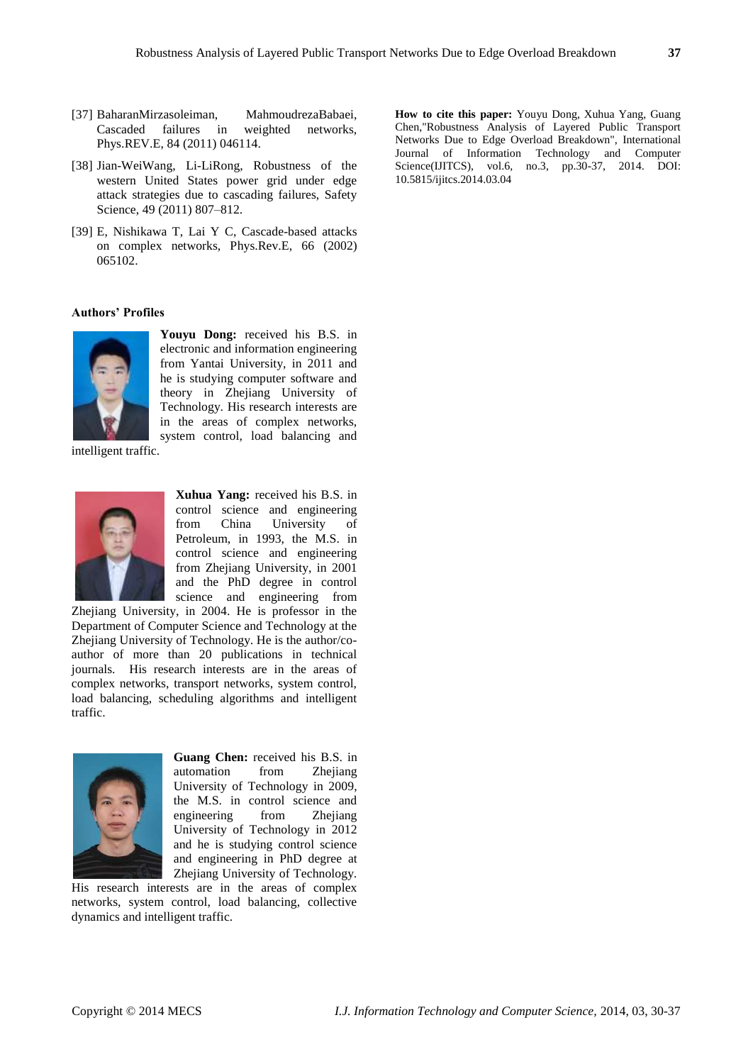[37] BaharanMirzasoleiman, MahmoudrezaBabaei, Cascaded failures in weighted networks, Phys.REV.E, 84 (2011) 046114.

[38] Jian-WeiWang, Li-LiRong, Robustness of the western United States power grid under edge attack strategies due to cascading failures, Safety Science, 49 (2011) 807–812.

[39] E, Nishikawa T, Lai Y C, Cascade-based attacks on complex networks, Phys.Rev.E, 66 (2002) 065102.

**Authors' Profiles**

**Youyu Dong:** received his B.S. in electronic and information engineering from Yantai University, in 2011 and he is studying computer software and theory in Zhejiang University of Technology. His research interests are in the areas of complex networks, system control, load balancing and intelligent traffic.

**Xuhua Yang:** received his B.S. in control science and engineering from China University of Petroleum, in 1993, the M.S. in control science and engineering from Zhejiang University, in 2001 and the PhD degree in control science and engineering from Zhejiang University, in 2004. He is professor in the Department of Computer Science and Technology at the Zhejiang University of Technology. He is the author/co-author of more than 20 publications in technical journals. His research interests are in the areas of complex networks, transport networks, system control, load balancing, scheduling algorithms and intelligent traffic.

**Guang Chen:** received his B.S. in automation from Zhejiang University of Technology in 2009, the M.S. in control science and engineering from Zhejiang University of Technology in 2012 and he is studying control science and engineering in PhD degree at Zhejiang University of Technology. His research interests are in the areas of complex networks, system control, load balancing, collective dynamics and intelligent traffic.

**How to cite this paper:** Youyu Dong, Xuhua Yang, Guang Chen,"Robustness Analysis of Layered Public Transport Networks Due to Edge Overload Breakdown", International Journal of Information Technology and Computer Science(IJITCS), vol.6, no.3, pp.30-37, 2014. DOI: 10.5815/ijitcs.2014.03.04